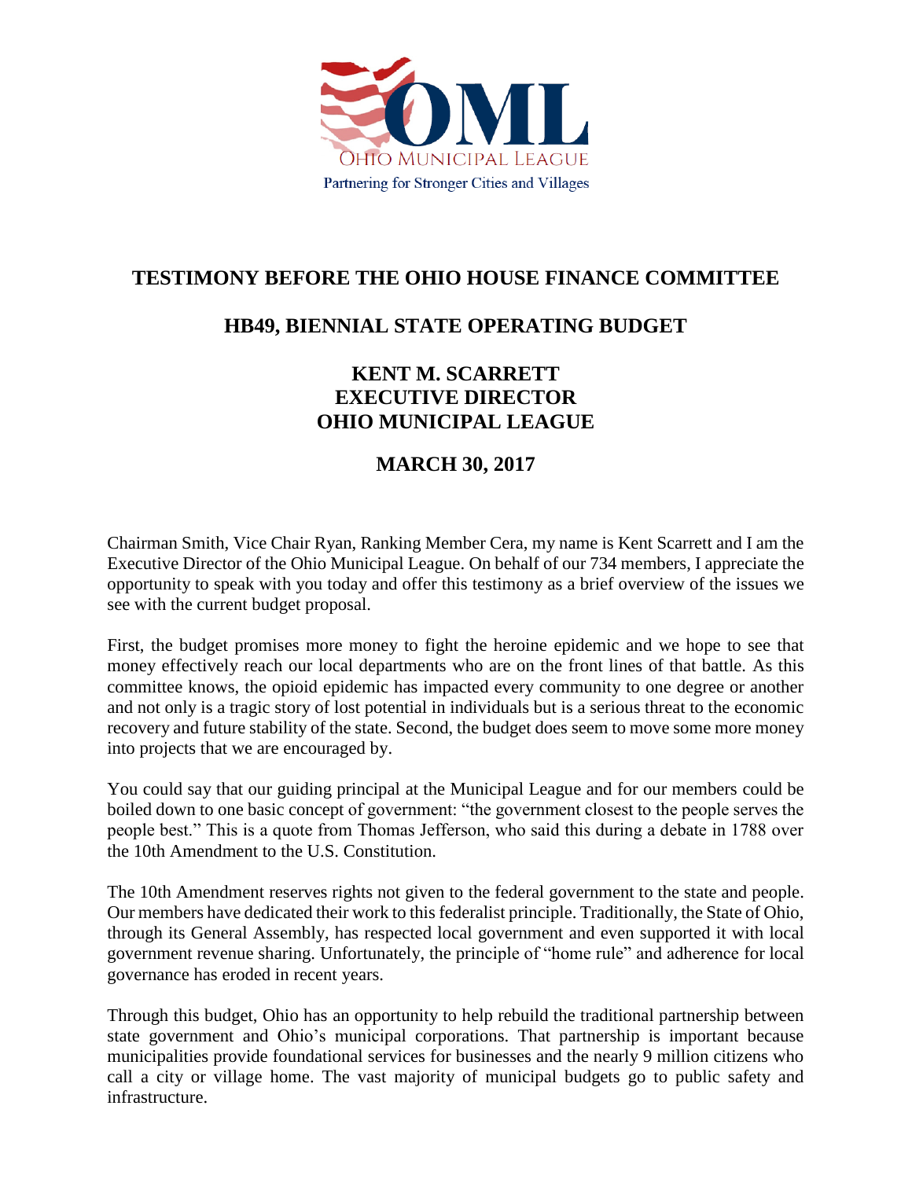OHIO MUNICIPAL LEAGUE

Partnering for Stronger Cities and Villages

# TESTIMONY BEFORE THE OHIO HOUSE FINANCE COMMITTEE

## HB49, BIENNIAL STATE OPERATING BUDGET

**KENT M. SCARRETT**
**EXECUTIVE DIRECTOR**
**OHIO MUNICIPAL LEAGUE**

**MARCH 30, 2017**

Chairman Smith, Vice Chair Ryan, Ranking Member Cera, my name is Kent Scarrett and I am the Executive Director of the Ohio Municipal League. On behalf of our 734 members, I appreciate the opportunity to speak with you today and offer this testimony as a brief overview of the issues we see with the current budget proposal.

First, the budget promises more money to fight the heroine epidemic and we hope to see that money effectively reach our local departments who are on the front lines of that battle. As this committee knows, the opioid epidemic has impacted every community to one degree or another and not only is a tragic story of lost potential in individuals but is a serious threat to the economic recovery and future stability of the state. Second, the budget does seem to move some more money into projects that we are encouraged by.

You could say that our guiding principal at the Municipal League and for our members could be boiled down to one basic concept of government: "the government closest to the people serves the people best." This is a quote from Thomas Jefferson, who said this during a debate in 1788 over the 10th Amendment to the U.S. Constitution.

The 10th Amendment reserves rights not given to the federal government to the state and people. Our members have dedicated their work to this federalist principle. Traditionally, the State of Ohio, through its General Assembly, has respected local government and even supported it with local government revenue sharing. Unfortunately, the principle of "home rule" and adherence for local governance has eroded in recent years.

Through this budget, Ohio has an opportunity to help rebuild the traditional partnership between state government and Ohio's municipal corporations. That partnership is important because municipalities provide foundational services for businesses and the nearly 9 million citizens who call a city or village home. The vast majority of municipal budgets go to public safety and infrastructure.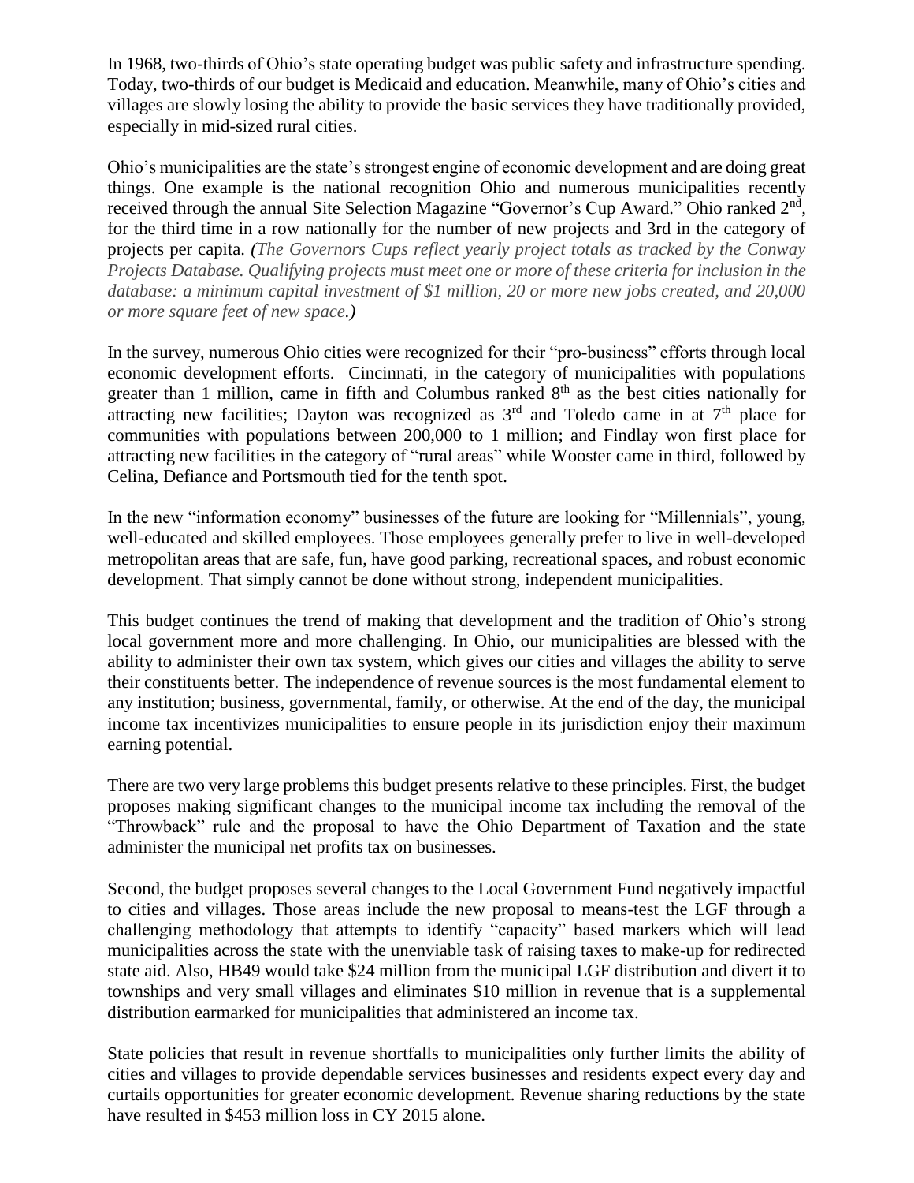In 1968, two-thirds of Ohio's state operating budget was public safety and infrastructure spending. Today, two-thirds of our budget is Medicaid and education. Meanwhile, many of Ohio's cities and villages are slowly losing the ability to provide the basic services they have traditionally provided, especially in mid-sized rural cities.

Ohio's municipalities are the state's strongest engine of economic development and are doing great things. One example is the national recognition Ohio and numerous municipalities recently received through the annual Site Selection Magazine "Governor's Cup Award." Ohio ranked 2nd, for the third time in a row nationally for the number of new projects and 3rd in the category of projects per capita. *(The Governors Cups reflect yearly project totals as tracked by the Conway Projects Database. Qualifying projects must meet one or more of these criteria for inclusion in the database: a minimum capital investment of $1 million, 20 or more new jobs created, and 20,000 or more square feet of new space.)*

In the survey, numerous Ohio cities were recognized for their "pro-business" efforts through local economic development efforts. Cincinnati, in the category of municipalities with populations greater than 1 million, came in fifth and Columbus ranked 8th as the best cities nationally for attracting new facilities; Dayton was recognized as 3rd and Toledo came in at 7th place for communities with populations between 200,000 to 1 million; and Findlay won first place for attracting new facilities in the category of "rural areas" while Wooster came in third, followed by Celina, Defiance and Portsmouth tied for the tenth spot.

In the new "information economy" businesses of the future are looking for "Millennials", young, well-educated and skilled employees. Those employees generally prefer to live in well-developed metropolitan areas that are safe, fun, have good parking, recreational spaces, and robust economic development. That simply cannot be done without strong, independent municipalities.

This budget continues the trend of making that development and the tradition of Ohio's strong local government more and more challenging. In Ohio, our municipalities are blessed with the ability to administer their own tax system, which gives our cities and villages the ability to serve their constituents better. The independence of revenue sources is the most fundamental element to any institution; business, governmental, family, or otherwise. At the end of the day, the municipal income tax incentivizes municipalities to ensure people in its jurisdiction enjoy their maximum earning potential.

There are two very large problems this budget presents relative to these principles. First, the budget proposes making significant changes to the municipal income tax including the removal of the "Throwback" rule and the proposal to have the Ohio Department of Taxation and the state administer the municipal net profits tax on businesses.

Second, the budget proposes several changes to the Local Government Fund negatively impactful to cities and villages. Those areas include the new proposal to means-test the LGF through a challenging methodology that attempts to identify "capacity" based markers which will lead municipalities across the state with the unenviable task of raising taxes to make-up for redirected state aid. Also, HB49 would take $24 million from the municipal LGF distribution and divert it to townships and very small villages and eliminates $10 million in revenue that is a supplemental distribution earmarked for municipalities that administered an income tax.

State policies that result in revenue shortfalls to municipalities only further limits the ability of cities and villages to provide dependable services businesses and residents expect every day and curtails opportunities for greater economic development. Revenue sharing reductions by the state have resulted in $453 million loss in CY 2015 alone.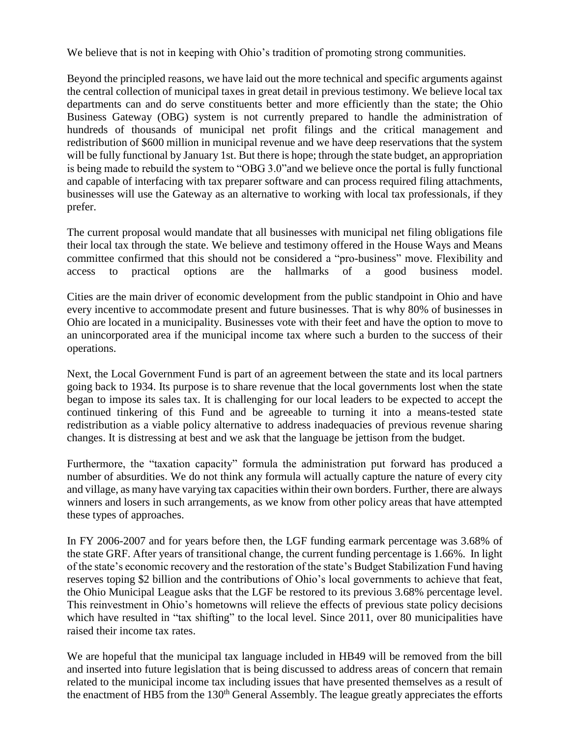We believe that is not in keeping with Ohio's tradition of promoting strong communities.

Beyond the principled reasons, we have laid out the more technical and specific arguments against the central collection of municipal taxes in great detail in previous testimony. We believe local tax departments can and do serve constituents better and more efficiently than the state; the Ohio Business Gateway (OBG) system is not currently prepared to handle the administration of hundreds of thousands of municipal net profit filings and the critical management and redistribution of $600 million in municipal revenue and we have deep reservations that the system will be fully functional by January 1st. But there is hope; through the state budget, an appropriation is being made to rebuild the system to "OBG 3.0"and we believe once the portal is fully functional and capable of interfacing with tax preparer software and can process required filing attachments, businesses will use the Gateway as an alternative to working with local tax professionals, if they prefer.

The current proposal would mandate that all businesses with municipal net filing obligations file their local tax through the state. We believe and testimony offered in the House Ways and Means committee confirmed that this should not be considered a "pro-business" move. Flexibility and access to practical options are the hallmarks of a good business model.

Cities are the main driver of economic development from the public standpoint in Ohio and have every incentive to accommodate present and future businesses. That is why 80% of businesses in Ohio are located in a municipality. Businesses vote with their feet and have the option to move to an unincorporated area if the municipal income tax where such a burden to the success of their operations.

Next, the Local Government Fund is part of an agreement between the state and its local partners going back to 1934. Its purpose is to share revenue that the local governments lost when the state began to impose its sales tax. It is challenging for our local leaders to be expected to accept the continued tinkering of this Fund and be agreeable to turning it into a means-tested state redistribution as a viable policy alternative to address inadequacies of previous revenue sharing changes. It is distressing at best and we ask that the language be jettison from the budget.

Furthermore, the "taxation capacity" formula the administration put forward has produced a number of absurdities. We do not think any formula will actually capture the nature of every city and village, as many have varying tax capacities within their own borders. Further, there are always winners and losers in such arrangements, as we know from other policy areas that have attempted these types of approaches.

In FY 2006-2007 and for years before then, the LGF funding earmark percentage was 3.68% of the state GRF. After years of transitional change, the current funding percentage is 1.66%. In light of the state's economic recovery and the restoration of the state's Budget Stabilization Fund having reserves toping $2 billion and the contributions of Ohio's local governments to achieve that feat, the Ohio Municipal League asks that the LGF be restored to its previous 3.68% percentage level. This reinvestment in Ohio's hometowns will relieve the effects of previous state policy decisions which have resulted in "tax shifting" to the local level. Since 2011, over 80 municipalities have raised their income tax rates.

We are hopeful that the municipal tax language included in HB49 will be removed from the bill and inserted into future legislation that is being discussed to address areas of concern that remain related to the municipal income tax including issues that have presented themselves as a result of the enactment of HB5 from the 130th General Assembly. The league greatly appreciates the efforts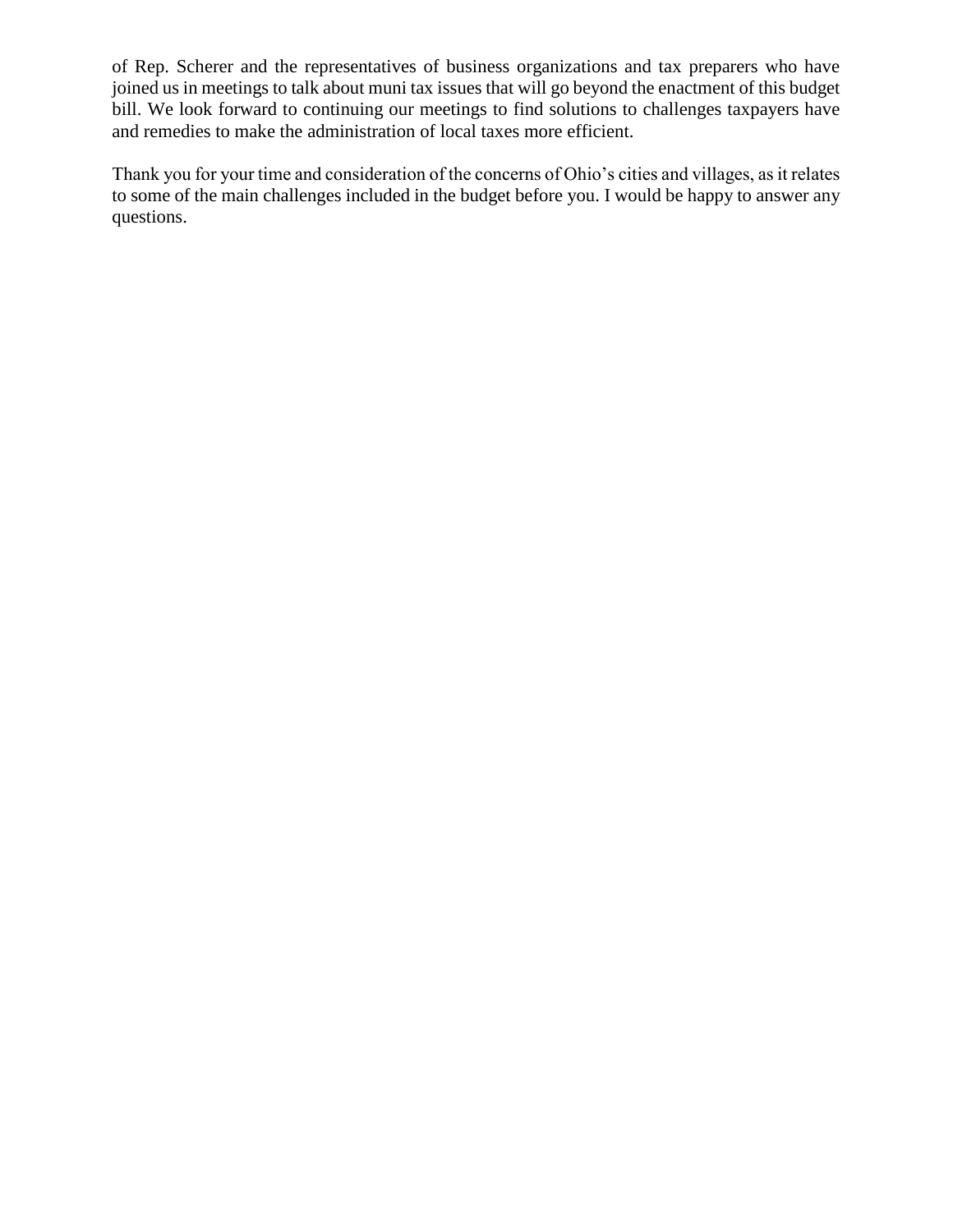of Rep. Scherer and the representatives of business organizations and tax preparers who have joined us in meetings to talk about muni tax issues that will go beyond the enactment of this budget bill. We look forward to continuing our meetings to find solutions to challenges taxpayers have and remedies to make the administration of local taxes more efficient.

Thank you for your time and consideration of the concerns of Ohio's cities and villages, as it relates to some of the main challenges included in the budget before you. I would be happy to answer any questions.